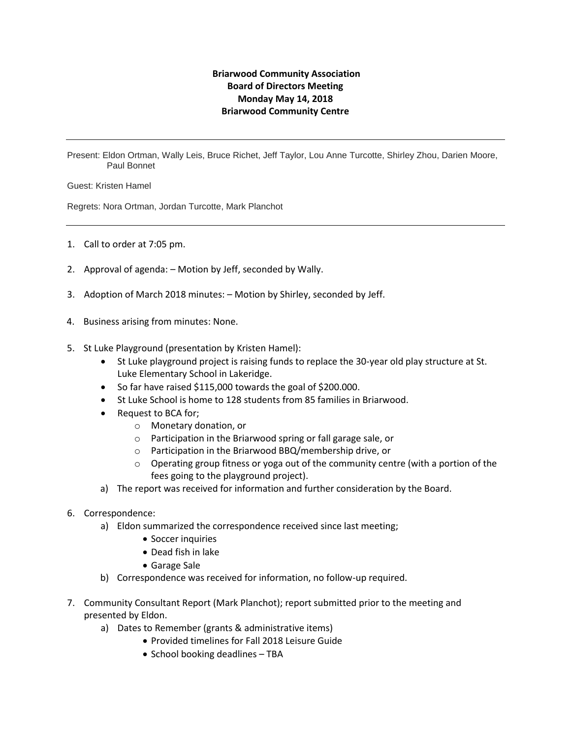**Briarwood Community Association**
**Board of Directors Meeting**
**Monday May 14, 2018**
**Briarwood Community Centre**

---

Present: Eldon Ortman, Wally Leis, Bruce Richet, Jeff Taylor, Lou Anne Turcotte, Shirley Zhou, Darien Moore, Paul Bonnet

Guest: Kristen Hamel

Regrets: Nora Ortman, Jordan Turcotte, Mark Planchot

---

1. Call to order at 7:05 pm.

2. Approval of agenda: – Motion by Jeff, seconded by Wally.

3. Adoption of March 2018 minutes: – Motion by Shirley, seconded by Jeff.

4. Business arising from minutes: None.

5. St Luke Playground (presentation by Kristen Hamel):
   - St Luke playground project is raising funds to replace the 30-year old play structure at St. Luke Elementary School in Lakeridge.
   - So far have raised $115,000 towards the goal of $200.000.
   - St Luke School is home to 128 students from 85 families in Briarwood.
   - Request to BCA for;
     - Monetary donation, or
     - Participation in the Briarwood spring or fall garage sale, or
     - Participation in the Briarwood BBQ/membership drive, or
     - Operating group fitness or yoga out of the community centre (with a portion of the fees going to the playground project).

   a) The report was received for information and further consideration by the Board.

6. Correspondence:
   a) Eldon summarized the correspondence received since last meeting;
      - Soccer inquiries
      - Dead fish in lake
      - Garage Sale

   b) Correspondence was received for information, no follow-up required.

7. Community Consultant Report (Mark Planchot); report submitted prior to the meeting and presented by Eldon.
   a) Dates to Remember (grants & administrative items)
      - Provided timelines for Fall 2018 Leisure Guide
      - School booking deadlines – TBA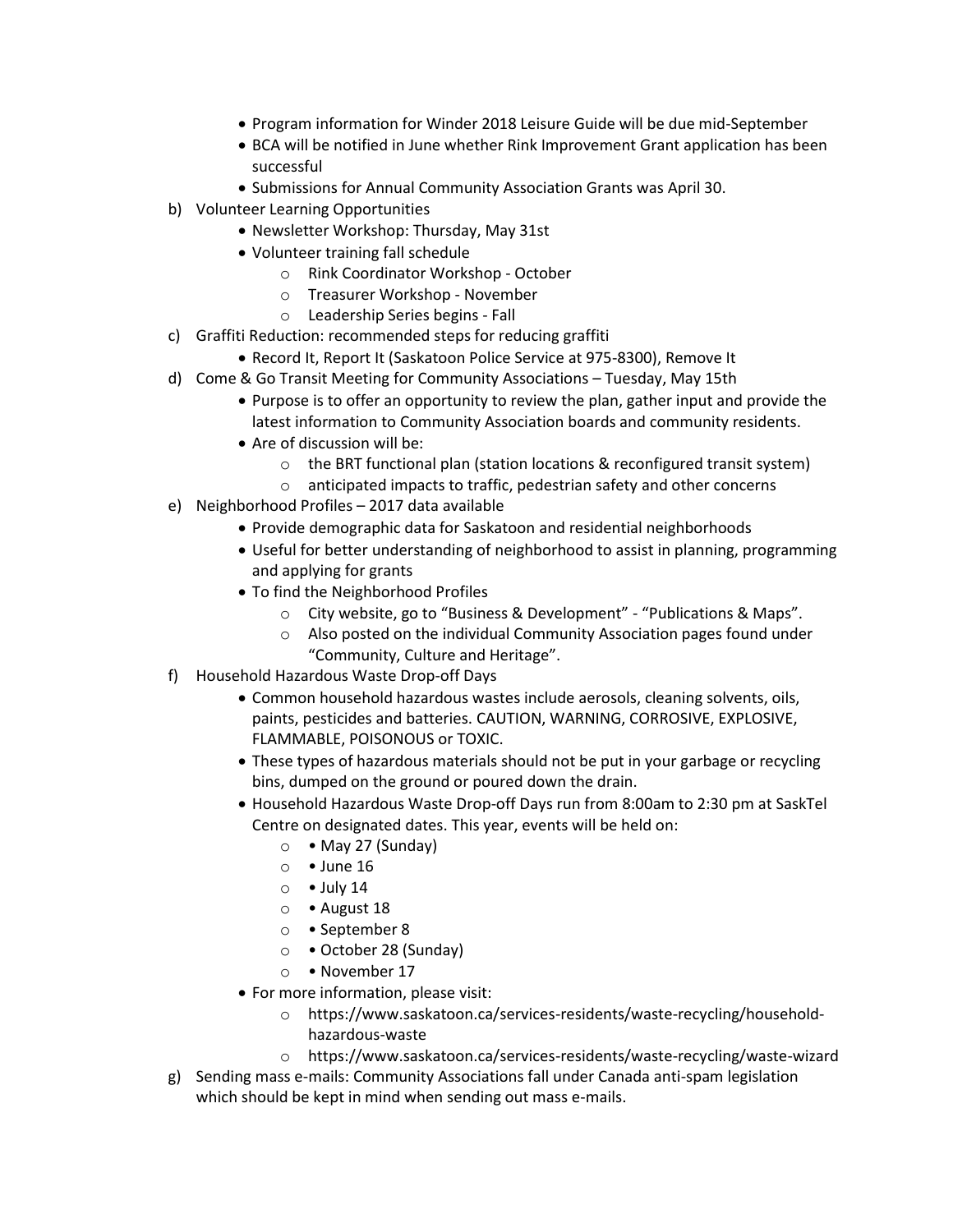- Program information for Winder 2018 Leisure Guide will be due mid-September
- BCA will be notified in June whether Rink Improvement Grant application has been successful
- Submissions for Annual Community Association Grants was April 30.

b) Volunteer Learning Opportunities
- Newsletter Workshop: Thursday, May 31st
- Volunteer training fall schedule
  - Rink Coordinator Workshop - October
  - Treasurer Workshop - November
  - Leadership Series begins - Fall

c) Graffiti Reduction: recommended steps for reducing graffiti
- Record It, Report It (Saskatoon Police Service at 975-8300), Remove It

d) Come & Go Transit Meeting for Community Associations – Tuesday, May 15th
- Purpose is to offer an opportunity to review the plan, gather input and provide the latest information to Community Association boards and community residents.
- Are of discussion will be:
  - the BRT functional plan (station locations & reconfigured transit system)
  - anticipated impacts to traffic, pedestrian safety and other concerns

e) Neighborhood Profiles – 2017 data available
- Provide demographic data for Saskatoon and residential neighborhoods
- Useful for better understanding of neighborhood to assist in planning, programming and applying for grants
- To find the Neighborhood Profiles
  - City website, go to "Business & Development" - "Publications & Maps".
  - Also posted on the individual Community Association pages found under "Community, Culture and Heritage".

f) Household Hazardous Waste Drop-off Days
- Common household hazardous wastes include aerosols, cleaning solvents, oils, paints, pesticides and batteries. CAUTION, WARNING, CORROSIVE, EXPLOSIVE, FLAMMABLE, POISONOUS or TOXIC.
- These types of hazardous materials should not be put in your garbage or recycling bins, dumped on the ground or poured down the drain.
- Household Hazardous Waste Drop-off Days run from 8:00am to 2:30 pm at SaskTel Centre on designated dates. This year, events will be held on:
  - • May 27 (Sunday)
  - • June 16
  - • July 14
  - • August 18
  - • September 8
  - • October 28 (Sunday)
  - • November 17
- For more information, please visit:
  - https://www.saskatoon.ca/services-residents/waste-recycling/household-hazardous-waste
  - https://www.saskatoon.ca/services-residents/waste-recycling/waste-wizard

g) Sending mass e-mails: Community Associations fall under Canada anti-spam legislation which should be kept in mind when sending out mass e-mails.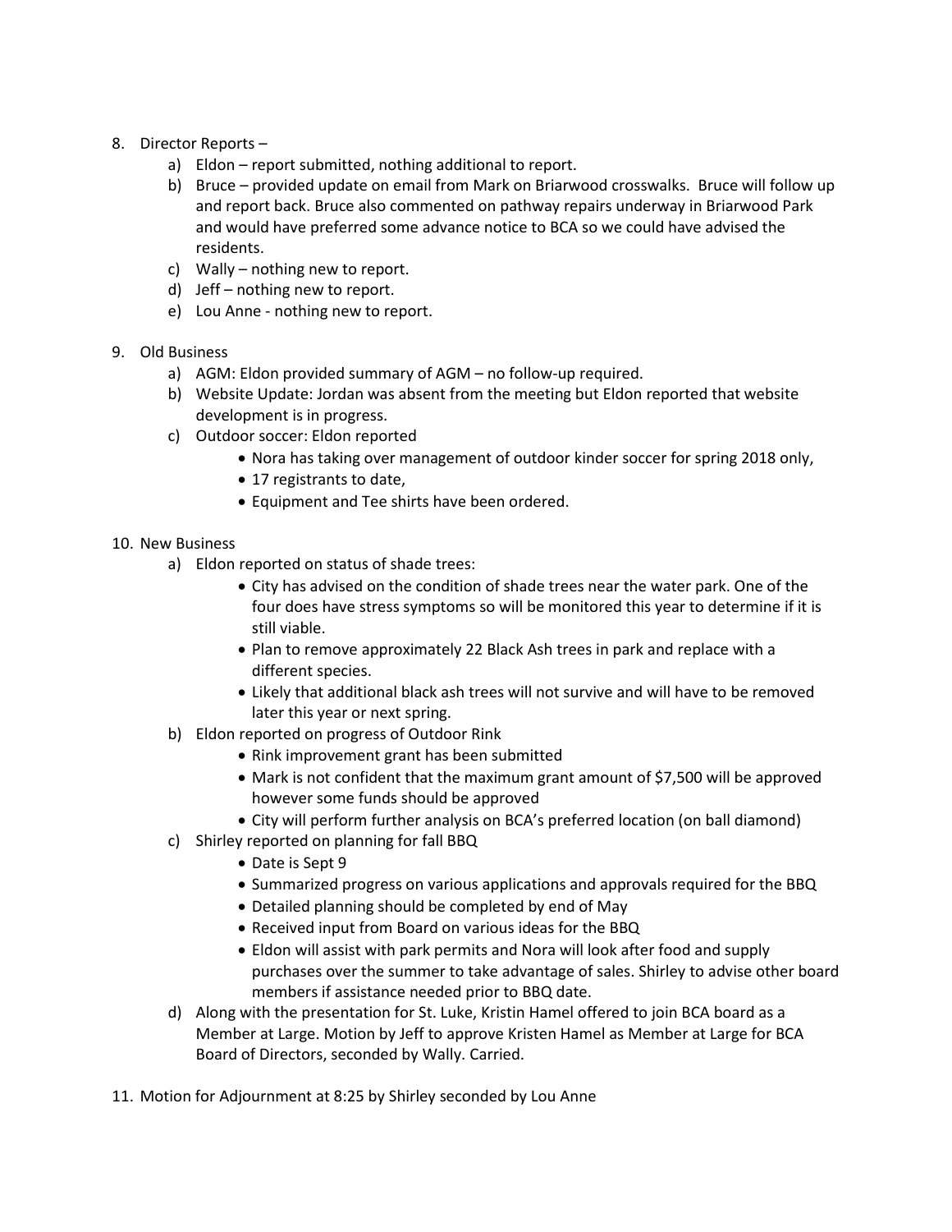8. Director Reports –
   a) Eldon – report submitted, nothing additional to report.
   b) Bruce – provided update on email from Mark on Briarwood crosswalks. Bruce will follow up and report back. Bruce also commented on pathway repairs underway in Briarwood Park and would have preferred some advance notice to BCA so we could have advised the residents.
   c) Wally – nothing new to report.
   d) Jeff – nothing new to report.
   e) Lou Anne - nothing new to report.

9. Old Business
   a) AGM: Eldon provided summary of AGM – no follow-up required.
   b) Website Update: Jordan was absent from the meeting but Eldon reported that website development is in progress.
   c) Outdoor soccer: Eldon reported
      - Nora has taking over management of outdoor kinder soccer for spring 2018 only,
      - 17 registrants to date,
      - Equipment and Tee shirts have been ordered.

10. New Business
    a) Eldon reported on status of shade trees:
       - City has advised on the condition of shade trees near the water park. One of the four does have stress symptoms so will be monitored this year to determine if it is still viable.
       - Plan to remove approximately 22 Black Ash trees in park and replace with a different species.
       - Likely that additional black ash trees will not survive and will have to be removed later this year or next spring.
    b) Eldon reported on progress of Outdoor Rink
       - Rink improvement grant has been submitted
       - Mark is not confident that the maximum grant amount of $7,500 will be approved however some funds should be approved
       - City will perform further analysis on BCA's preferred location (on ball diamond)
    c) Shirley reported on planning for fall BBQ
       - Date is Sept 9
       - Summarized progress on various applications and approvals required for the BBQ
       - Detailed planning should be completed by end of May
       - Received input from Board on various ideas for the BBQ
       - Eldon will assist with park permits and Nora will look after food and supply purchases over the summer to take advantage of sales. Shirley to advise other board members if assistance needed prior to BBQ date.
    d) Along with the presentation for St. Luke, Kristin Hamel offered to join BCA board as a Member at Large. Motion by Jeff to approve Kristen Hamel as Member at Large for BCA Board of Directors, seconded by Wally. Carried.

11. Motion for Adjournment at 8:25 by Shirley seconded by Lou Anne